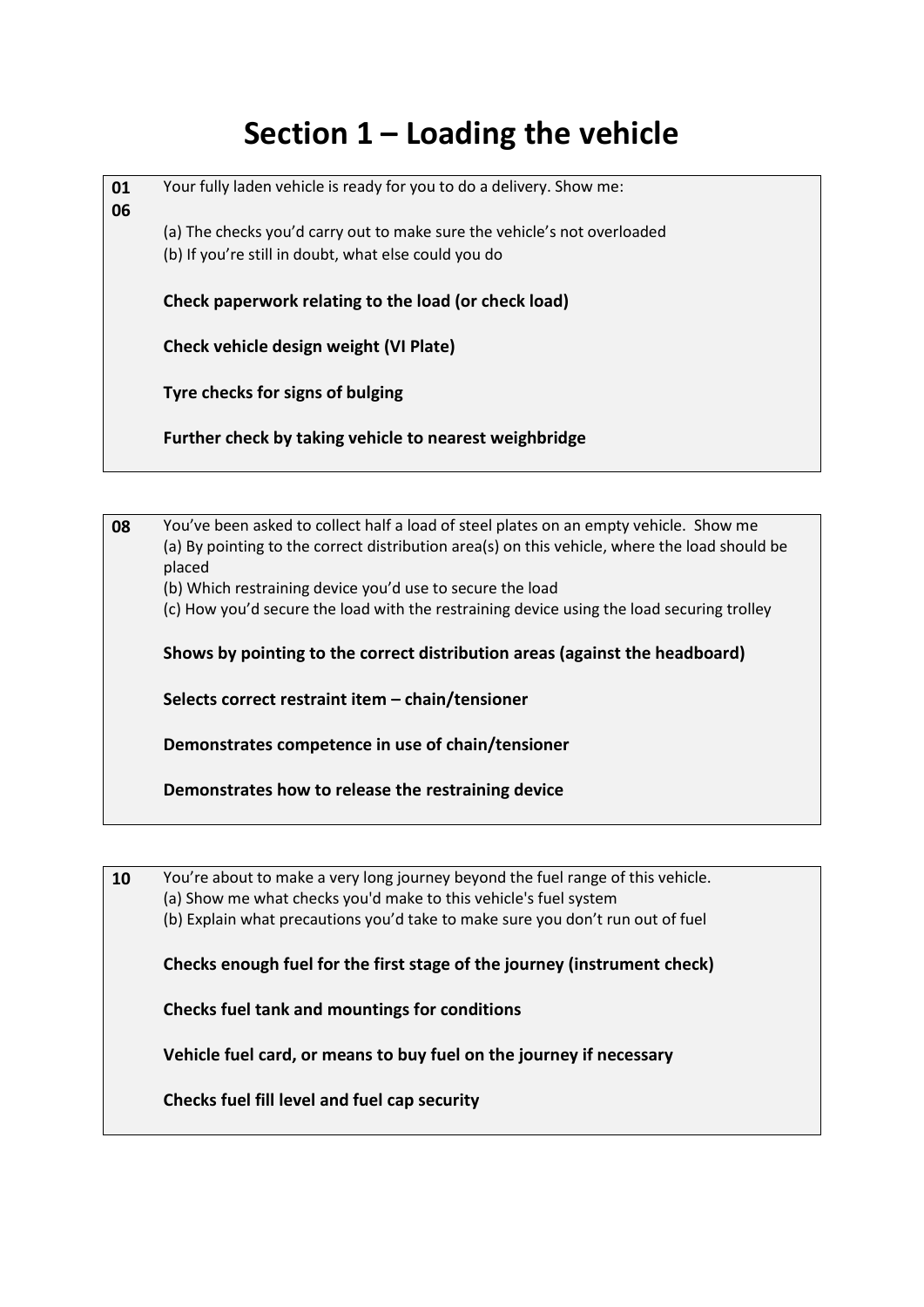# Section 1 – Loading the vehicle

| | |
|---|---|
| **01**<br>**06** | Your fully laden vehicle is ready for you to do a delivery. Show me:<br><br>(a) The checks you'd carry out to make sure the vehicle's not overloaded<br>(b) If you're still in doubt, what else could you do<br><br>**Check paperwork relating to the load (or check load)**<br><br>**Check vehicle design weight (VI Plate)**<br><br>**Tyre checks for signs of bulging**<br><br>**Further check by taking vehicle to nearest weighbridge** |

| | |
|---|---|
| **08** | You've been asked to collect half a load of steel plates on an empty vehicle. Show me<br>(a) By pointing to the correct distribution area(s) on this vehicle, where the load should be placed<br>(b) Which restraining device you'd use to secure the load<br>(c) How you'd secure the load with the restraining device using the load securing trolley<br><br>**Shows by pointing to the correct distribution areas (against the headboard)**<br><br>**Selects correct restraint item – chain/tensioner**<br><br>**Demonstrates competence in use of chain/tensioner**<br><br>**Demonstrates how to release the restraining device** |

| | |
|---|---|
| **10** | You're about to make a very long journey beyond the fuel range of this vehicle.<br>(a) Show me what checks you'd make to this vehicle's fuel system<br>(b) Explain what precautions you'd take to make sure you don't run out of fuel<br><br>**Checks enough fuel for the first stage of the journey (instrument check)**<br><br>**Checks fuel tank and mountings for conditions**<br><br>**Vehicle fuel card, or means to buy fuel on the journey if necessary**<br><br>**Checks fuel fill level and fuel cap security** |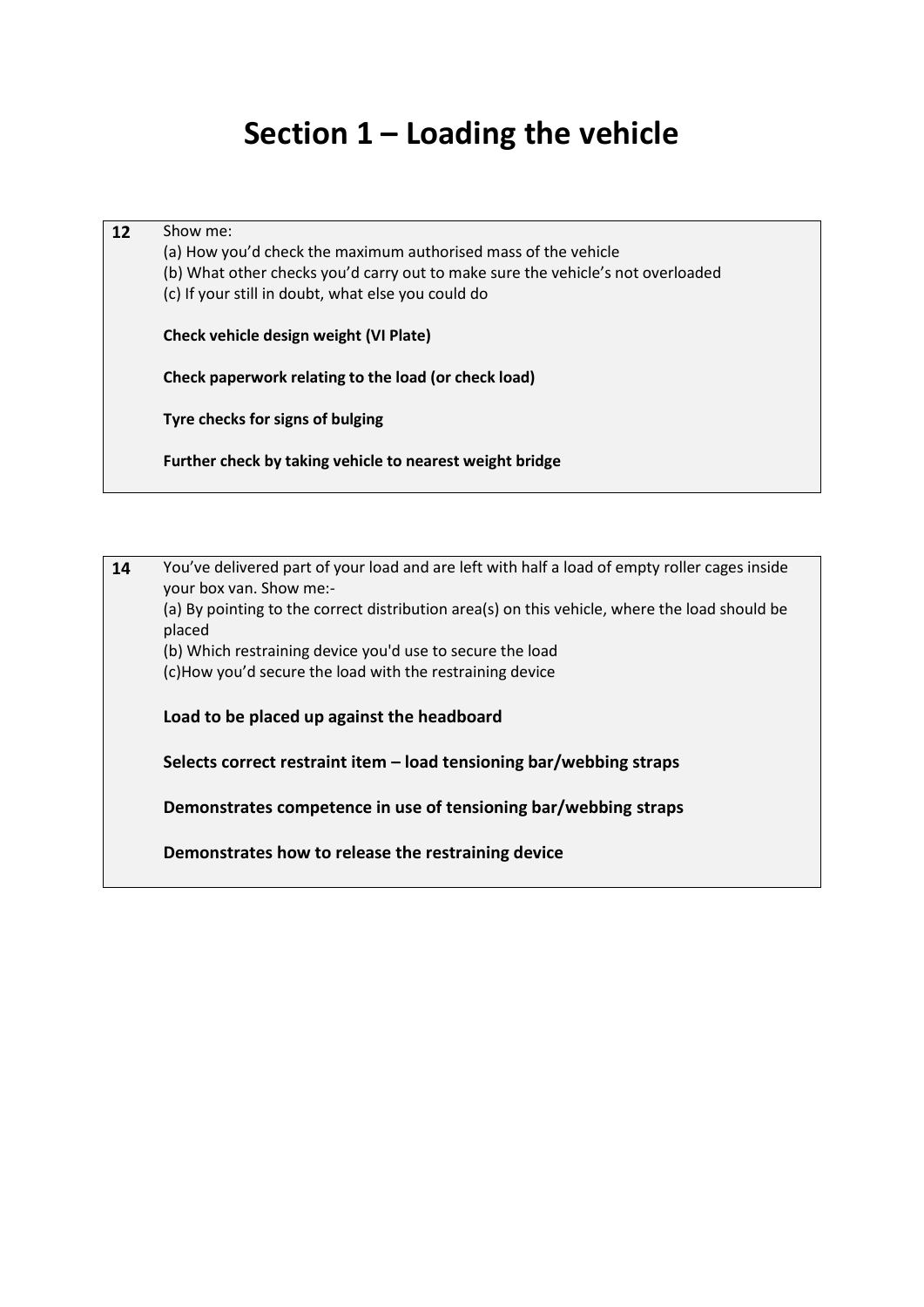# Section 1 – Loading the vehicle

| | |
|---|---|
| **12** | Show me:<br>(a) How you'd check the maximum authorised mass of the vehicle<br>(b) What other checks you'd carry out to make sure the vehicle's not overloaded<br>(c) If your still in doubt, what else you could do<br><br>**Check vehicle design weight (VI Plate)**<br><br>**Check paperwork relating to the load (or check load)**<br><br>**Tyre checks for signs of bulging**<br><br>**Further check by taking vehicle to nearest weight bridge** |

| | |
|---|---|
| **14** | You've delivered part of your load and are left with half a load of empty roller cages inside your box van. Show me:-<br>(a) By pointing to the correct distribution area(s) on this vehicle, where the load should be placed<br>(b) Which restraining device you'd use to secure the load<br>(c)How you'd secure the load with the restraining device<br><br>**Load to be placed up against the headboard**<br><br>**Selects correct restraint item – load tensioning bar/webbing straps**<br><br>**Demonstrates competence in use of tensioning bar/webbing straps**<br><br>**Demonstrates how to release the restraining device** |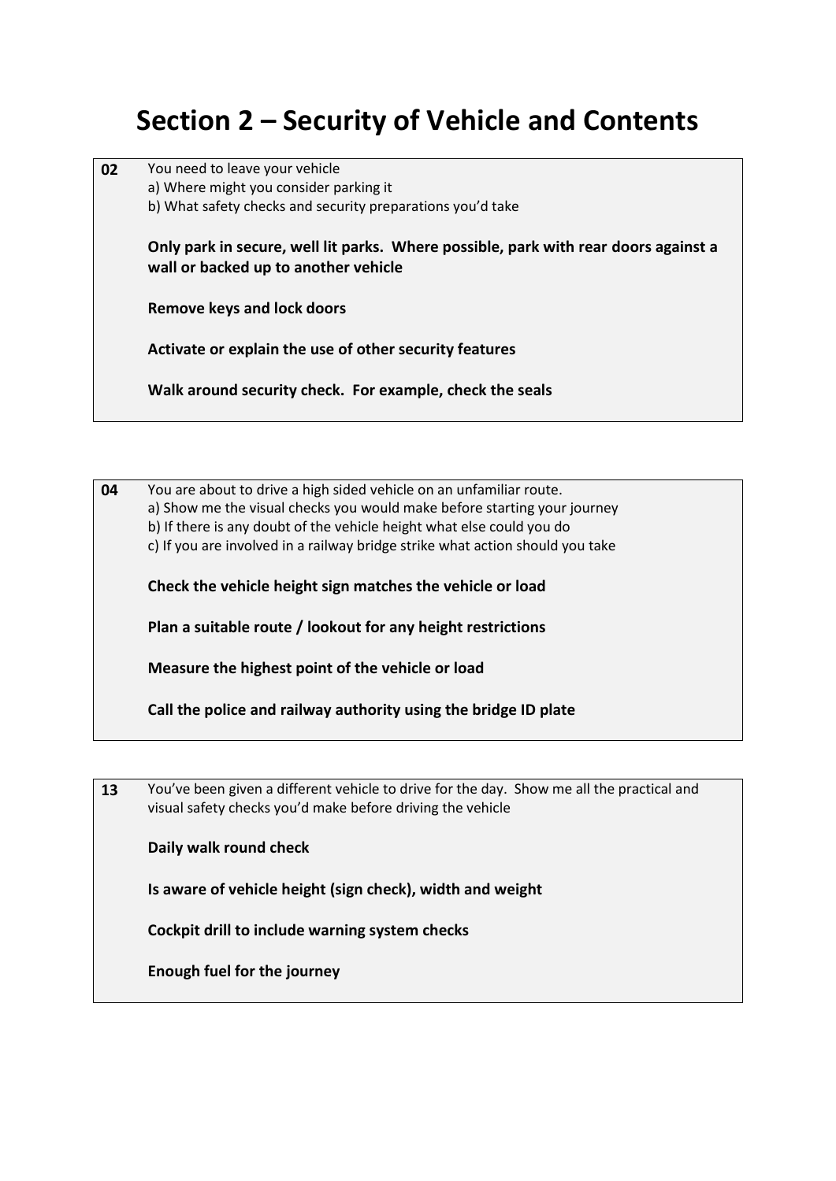# Section 2 – Security of Vehicle and Contents

**02** You need to leave your vehicle
a) Where might you consider parking it
b) What safety checks and security preparations you'd take

**Only park in secure, well lit parks. Where possible, park with rear doors against a wall or backed up to another vehicle**

**Remove keys and lock doors**

**Activate or explain the use of other security features**

**Walk around security check. For example, check the seals**

**04** You are about to drive a high sided vehicle on an unfamiliar route.
a) Show me the visual checks you would make before starting your journey
b) If there is any doubt of the vehicle height what else could you do
c) If you are involved in a railway bridge strike what action should you take

**Check the vehicle height sign matches the vehicle or load**

**Plan a suitable route / lookout for any height restrictions**

**Measure the highest point of the vehicle or load**

**Call the police and railway authority using the bridge ID plate**

**13** You've been given a different vehicle to drive for the day. Show me all the practical and visual safety checks you'd make before driving the vehicle

**Daily walk round check**

**Is aware of vehicle height (sign check), width and weight**

**Cockpit drill to include warning system checks**

**Enough fuel for the journey**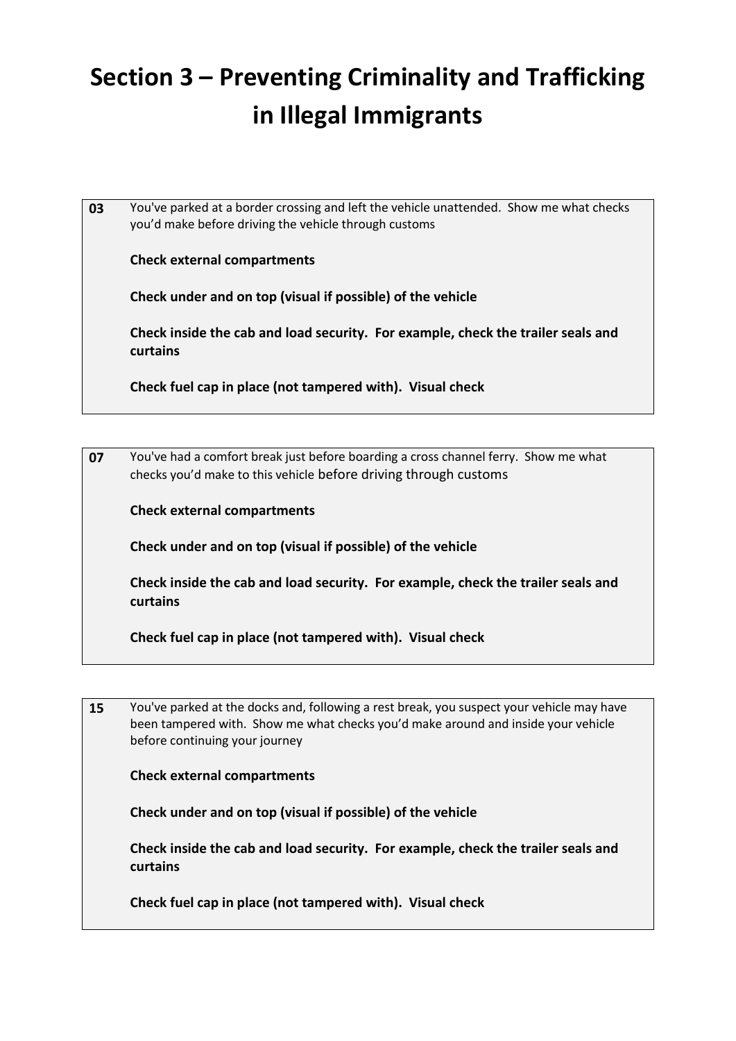# Section 3 – Preventing Criminality and Trafficking in Illegal Immigrants

| | |
|---|---|
| **03** | You've parked at a border crossing and left the vehicle unattended. Show me what checks you'd make before driving the vehicle through customs<br><br>**Check external compartments**<br><br>**Check under and on top (visual if possible) of the vehicle**<br><br>**Check inside the cab and load security. For example, check the trailer seals and curtains**<br><br>**Check fuel cap in place (not tampered with). Visual check** |

| | |
|---|---|
| **07** | You've had a comfort break just before boarding a cross channel ferry. Show me what checks you'd make to this vehicle before driving through customs<br><br>**Check external compartments**<br><br>**Check under and on top (visual if possible) of the vehicle**<br><br>**Check inside the cab and load security. For example, check the trailer seals and curtains**<br><br>**Check fuel cap in place (not tampered with). Visual check** |

| | |
|---|---|
| **15** | You've parked at the docks and, following a rest break, you suspect your vehicle may have been tampered with. Show me what checks you'd make around and inside your vehicle before continuing your journey<br><br>**Check external compartments**<br><br>**Check under and on top (visual if possible) of the vehicle**<br><br>**Check inside the cab and load security. For example, check the trailer seals and curtains**<br><br>**Check fuel cap in place (not tampered with). Visual check** |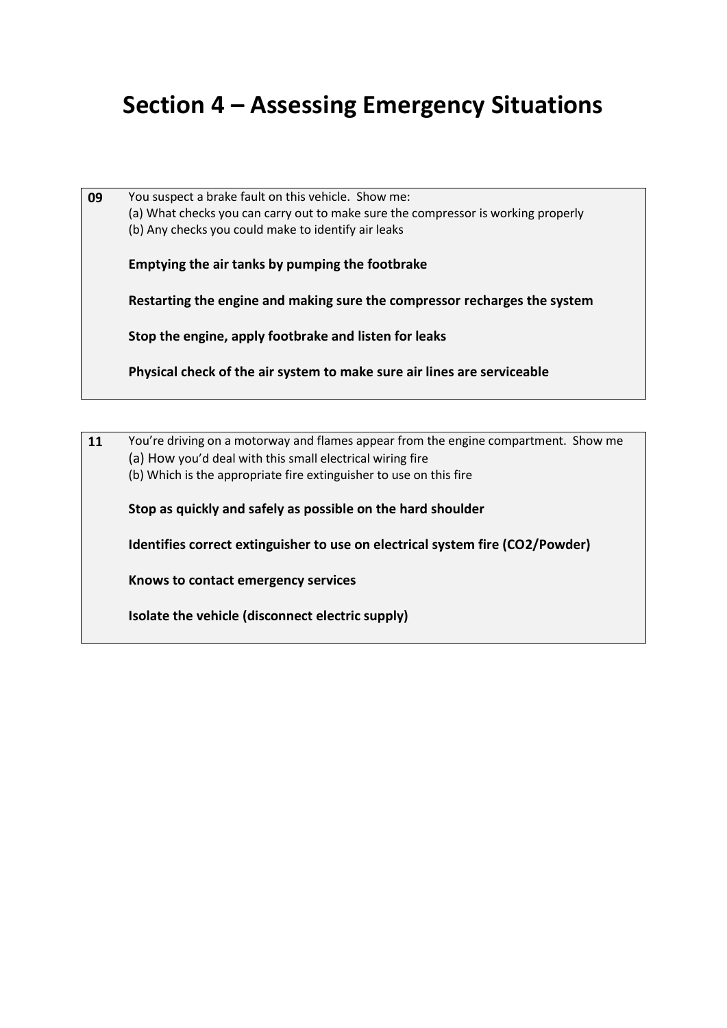# Section 4 – Assessing Emergency Situations

**09** You suspect a brake fault on this vehicle. Show me:
(a) What checks you can carry out to make sure the compressor is working properly
(b) Any checks you could make to identify air leaks

**Emptying the air tanks by pumping the footbrake**

**Restarting the engine and making sure the compressor recharges the system**

**Stop the engine, apply footbrake and listen for leaks**

**Physical check of the air system to make sure air lines are serviceable**

**11** You're driving on a motorway and flames appear from the engine compartment. Show me
(a) How you'd deal with this small electrical wiring fire
(b) Which is the appropriate fire extinguisher to use on this fire

**Stop as quickly and safely as possible on the hard shoulder**

**Identifies correct extinguisher to use on electrical system fire ($CO_2$/Powder)**

**Knows to contact emergency services**

**Isolate the vehicle (disconnect electric supply)**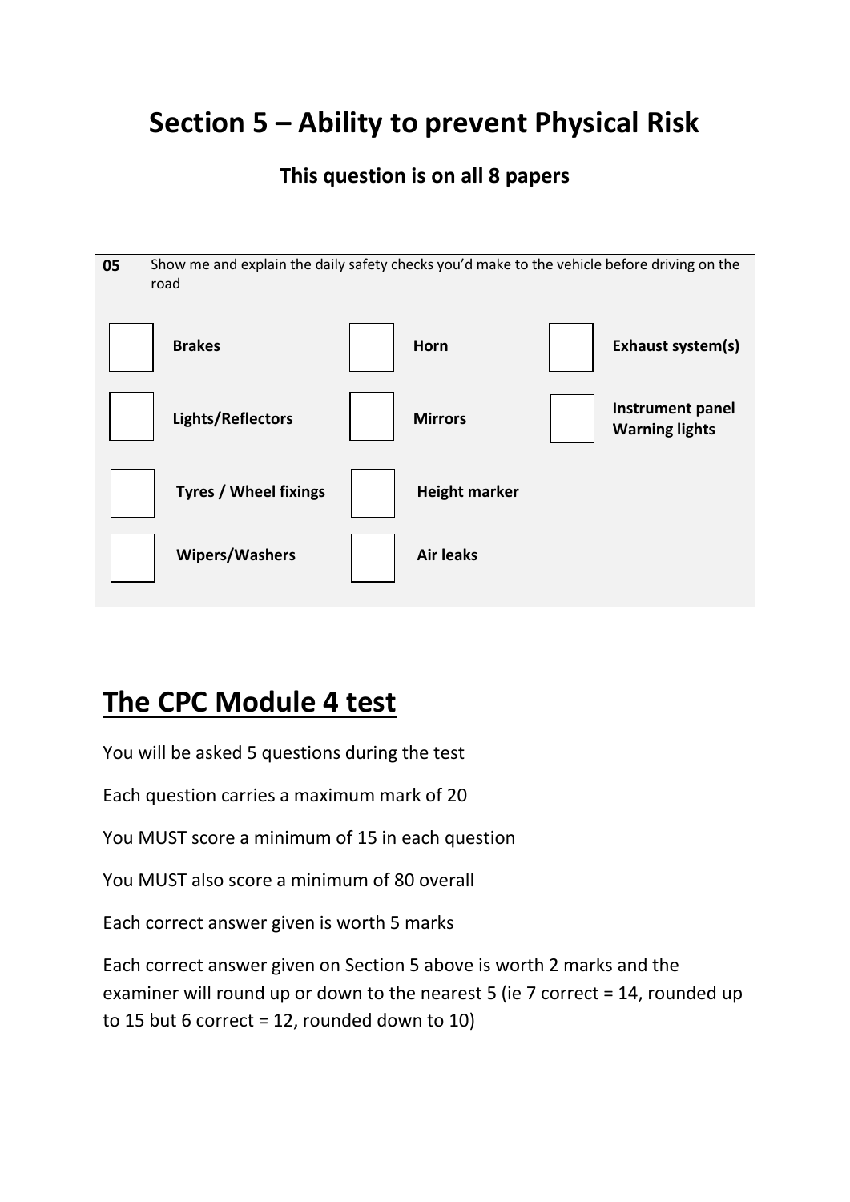# Section 5 – Ability to prevent Physical Risk

**This question is on all 8 papers**

**05** Show me and explain the daily safety checks you'd make to the vehicle before driving on the road

| | | |
|---|---|---|
| ☐ **Brakes** | ☐ **Horn** | ☐ **Exhaust system(s)** |
| ☐ **Lights/Reflectors** | ☐ **Mirrors** | ☐ **Instrument panel Warning lights** |
| ☐ **Tyres / Wheel fixings** | ☐ **Height marker** | |
| ☐ **Wipers/Washers** | ☐ **Air leaks** | |

## The CPC Module 4 test

You will be asked 5 questions during the test

Each question carries a maximum mark of 20

You MUST score a minimum of 15 in each question

You MUST also score a minimum of 80 overall

Each correct answer given is worth 5 marks

Each correct answer given on Section 5 above is worth 2 marks and the examiner will round up or down to the nearest 5 (ie 7 correct = 14, rounded up to 15 but 6 correct = 12, rounded down to 10)